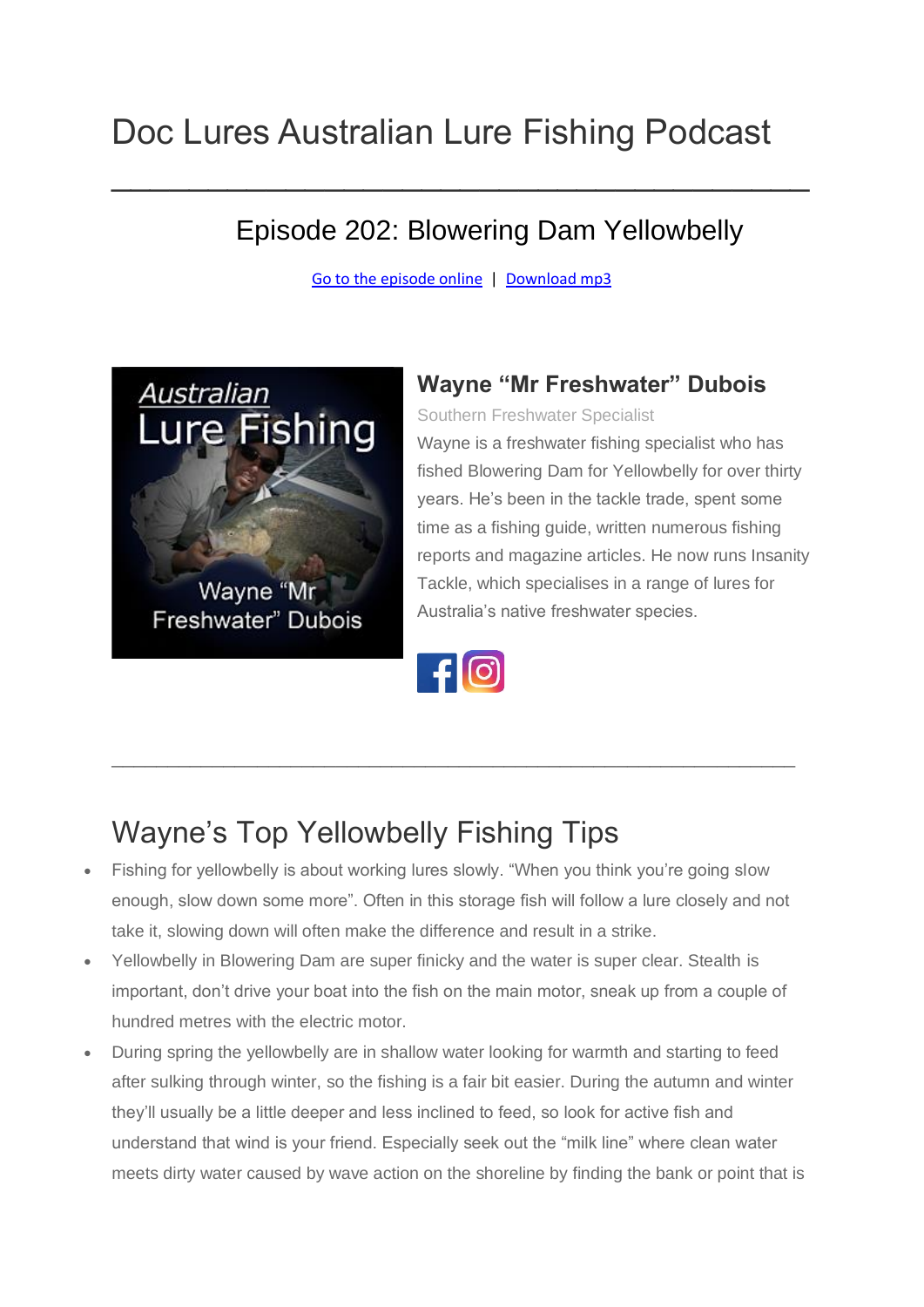# Doc Lures Australian Lure Fishing Podcast

---

## Episode 202: Blowering Dam Yellowbelly

Go to the episode online | Download mp3

### Wayne "Mr Freshwater" Dubois

Southern Freshwater Specialist

Wayne is a freshwater fishing specialist who has fished Blowering Dam for Yellowbelly for over thirty years. He's been in the tackle trade, spent some time as a fishing guide, written numerous fishing reports and magazine articles. He now runs Insanity Tackle, which specialises in a range of lures for Australia's native freshwater species.

---

## Wayne's Top Yellowbelly Fishing Tips

- Fishing for yellowbelly is about working lures slowly. "When you think you're going slow enough, slow down some more". Often in this storage fish will follow a lure closely and not take it, slowing down will often make the difference and result in a strike.
- Yellowbelly in Blowering Dam are super finicky and the water is super clear. Stealth is important, don't drive your boat into the fish on the main motor, sneak up from a couple of hundred metres with the electric motor.
- During spring the yellowbelly are in shallow water looking for warmth and starting to feed after sulking through winter, so the fishing is a fair bit easier. During the autumn and winter they'll usually be a little deeper and less inclined to feed, so look for active fish and understand that wind is your friend. Especially seek out the "milk line" where clean water meets dirty water caused by wave action on the shoreline by finding the bank or point that is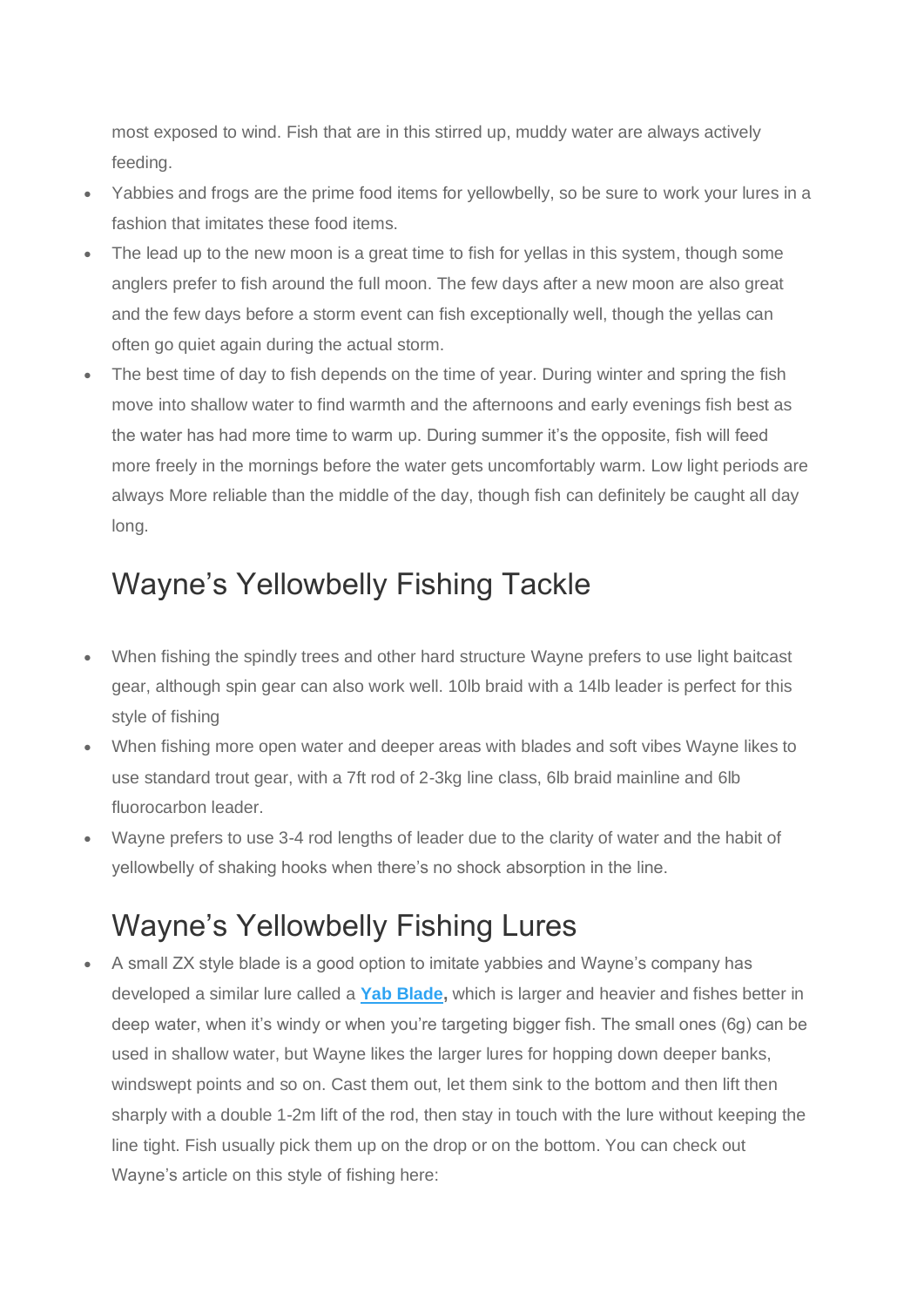most exposed to wind. Fish that are in this stirred up, muddy water are always actively feeding.

- Yabbies and frogs are the prime food items for yellowbelly, so be sure to work your lures in a fashion that imitates these food items.
- The lead up to the new moon is a great time to fish for yellas in this system, though some anglers prefer to fish around the full moon. The few days after a new moon are also great and the few days before a storm event can fish exceptionally well, though the yellas can often go quiet again during the actual storm.
- The best time of day to fish depends on the time of year. During winter and spring the fish move into shallow water to find warmth and the afternoons and early evenings fish best as the water has had more time to warm up. During summer it's the opposite, fish will feed more freely in the mornings before the water gets uncomfortably warm. Low light periods are always More reliable than the middle of the day, though fish can definitely be caught all day long.

## Wayne's Yellowbelly Fishing Tackle

- When fishing the spindly trees and other hard structure Wayne prefers to use light baitcast gear, although spin gear can also work well. 10lb braid with a 14lb leader is perfect for this style of fishing
- When fishing more open water and deeper areas with blades and soft vibes Wayne likes to use standard trout gear, with a 7ft rod of 2-3kg line class, 6lb braid mainline and 6lb fluorocarbon leader.
- Wayne prefers to use 3-4 rod lengths of leader due to the clarity of water and the habit of yellowbelly of shaking hooks when there's no shock absorption in the line.

## Wayne's Yellowbelly Fishing Lures

- A small ZX style blade is a good option to imitate yabbies and Wayne's company has developed a similar lure called a **Yab Blade**, which is larger and heavier and fishes better in deep water, when it's windy or when you're targeting bigger fish. The small ones (6g) can be used in shallow water, but Wayne likes the larger lures for hopping down deeper banks, windswept points and so on. Cast them out, let them sink to the bottom and then lift then sharply with a double 1-2m lift of the rod, then stay in touch with the lure without keeping the line tight. Fish usually pick them up on the drop or on the bottom. You can check out Wayne's article on this style of fishing here: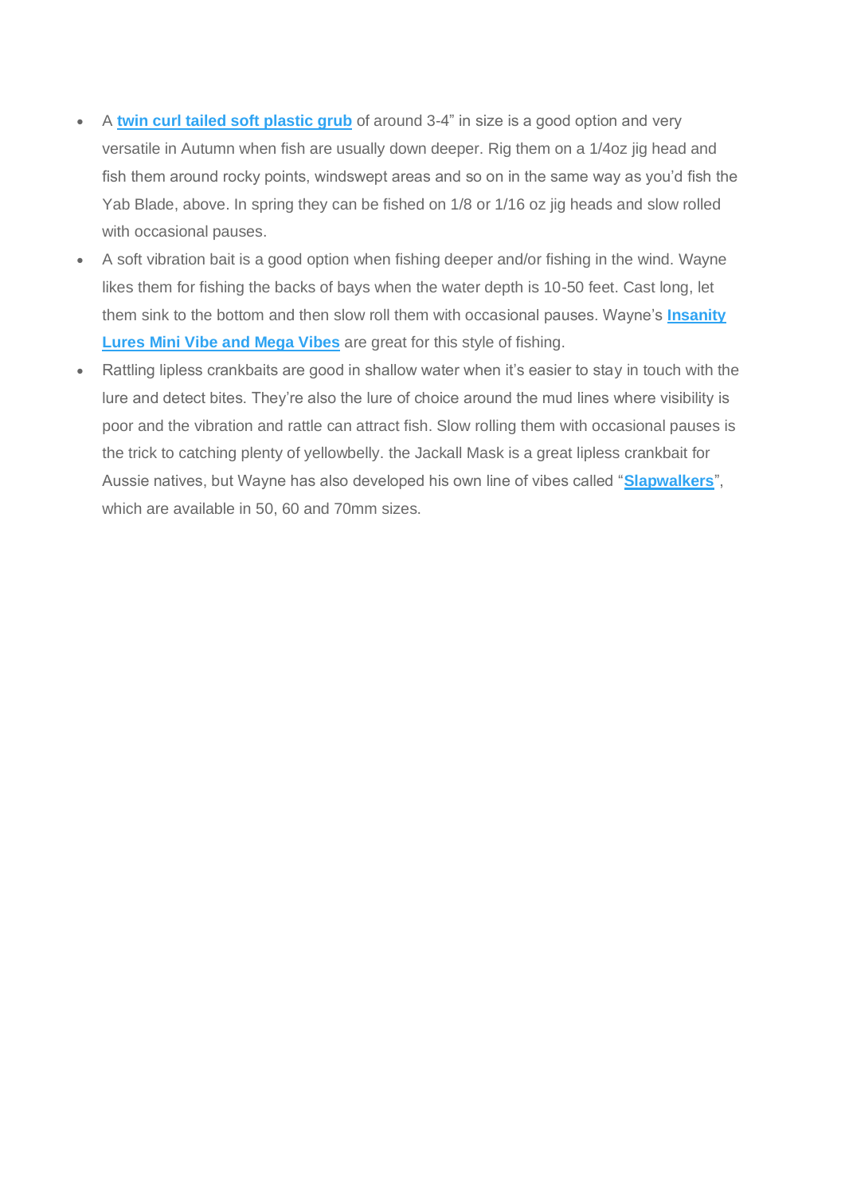- A **twin curl tailed soft plastic grub** of around 3-4" in size is a good option and very versatile in Autumn when fish are usually down deeper. Rig them on a 1/4oz jig head and fish them around rocky points, windswept areas and so on in the same way as you'd fish the Yab Blade, above. In spring they can be fished on 1/8 or 1/16 oz jig heads and slow rolled with occasional pauses.
- A soft vibration bait is a good option when fishing deeper and/or fishing in the wind. Wayne likes them for fishing the backs of bays when the water depth is 10-50 feet. Cast long, let them sink to the bottom and then slow roll them with occasional pauses. Wayne's **Insanity Lures Mini Vibe and Mega Vibes** are great for this style of fishing.
- Rattling lipless crankbaits are good in shallow water when it's easier to stay in touch with the lure and detect bites. They're also the lure of choice around the mud lines where visibility is poor and the vibration and rattle can attract fish. Slow rolling them with occasional pauses is the trick to catching plenty of yellowbelly. the Jackall Mask is a great lipless crankbait for Aussie natives, but Wayne has also developed his own line of vibes called "**Slapwalkers**", which are available in 50, 60 and 70mm sizes.